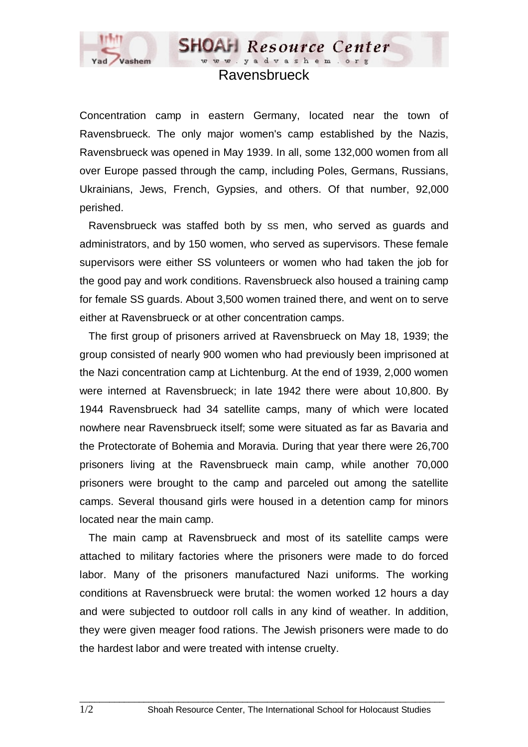# Ravensbrueck

Concentration camp in eastern Germany, located near the town of Ravensbrueck. The only major women's camp established by the Nazis, Ravensbrueck was opened in May 1939. In all, some 132,000 women from all over Europe passed through the camp, including Poles, Germans, Russians, Ukrainians, Jews, French, Gypsies, and others. Of that number, 92,000 perished.

Ravensbrueck was staffed both by SS men, who served as guards and administrators, and by 150 women, who served as supervisors. These female supervisors were either SS volunteers or women who had taken the job for the good pay and work conditions. Ravensbrueck also housed a training camp for female SS guards. About 3,500 women trained there, and went on to serve either at Ravensbrueck or at other concentration camps.

The first group of prisoners arrived at Ravensbrueck on May 18, 1939; the group consisted of nearly 900 women who had previously been imprisoned at the Nazi concentration camp at Lichtenburg. At the end of 1939, 2,000 women were interned at Ravensbrueck; in late 1942 there were about 10,800. By 1944 Ravensbrueck had 34 satellite camps, many of which were located nowhere near Ravensbrueck itself; some were situated as far as Bavaria and the Protectorate of Bohemia and Moravia. During that year there were 26,700 prisoners living at the Ravensbrueck main camp, while another 70,000 prisoners were brought to the camp and parceled out among the satellite camps. Several thousand girls were housed in a detention camp for minors located near the main camp.

The main camp at Ravensbrueck and most of its satellite camps were attached to military factories where the prisoners were made to do forced labor. Many of the prisoners manufactured Nazi uniforms. The working conditions at Ravensbrueck were brutal: the women worked 12 hours a day and were subjected to outdoor roll calls in any kind of weather. In addition, they were given meager food rations. The Jewish prisoners were made to do the hardest labor and were treated with intense cruelty.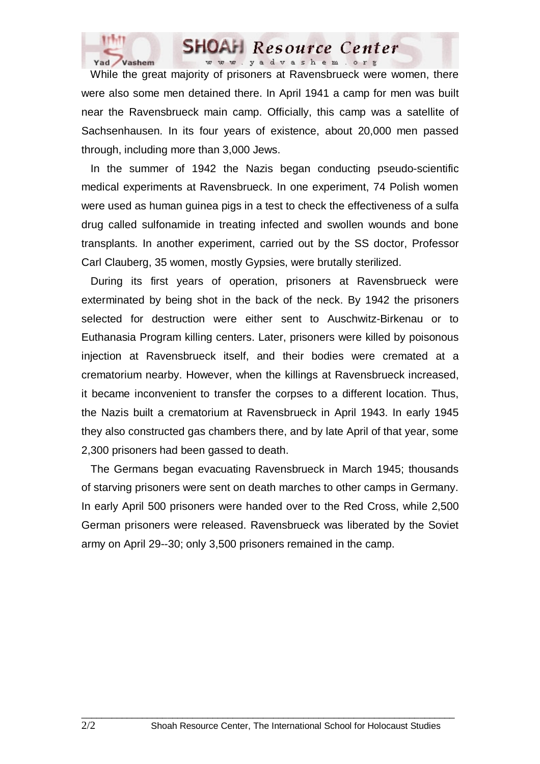While the great majority of prisoners at Ravensbrueck were women, there were also some men detained there. In April 1941 a camp for men was built near the Ravensbrueck main camp. Officially, this camp was a satellite of Sachsenhausen. In its four years of existence, about 20,000 men passed through, including more than 3,000 Jews.

In the summer of 1942 the Nazis began conducting pseudo-scientific medical experiments at Ravensbrueck. In one experiment, 74 Polish women were used as human guinea pigs in a test to check the effectiveness of a sulfa drug called sulfonamide in treating infected and swollen wounds and bone transplants. In another experiment, carried out by the SS doctor, Professor Carl Clauberg, 35 women, mostly Gypsies, were brutally sterilized.

During its first years of operation, prisoners at Ravensbrueck were exterminated by being shot in the back of the neck. By 1942 the prisoners selected for destruction were either sent to Auschwitz-Birkenau or to Euthanasia Program killing centers. Later, prisoners were killed by poisonous injection at Ravensbrueck itself, and their bodies were cremated at a crematorium nearby. However, when the killings at Ravensbrueck increased, it became inconvenient to transfer the corpses to a different location. Thus, the Nazis built a crematorium at Ravensbrueck in April 1943. In early 1945 they also constructed gas chambers there, and by late April of that year, some 2,300 prisoners had been gassed to death.

The Germans began evacuating Ravensbrueck in March 1945; thousands of starving prisoners were sent on death marches to other camps in Germany. In early April 500 prisoners were handed over to the Red Cross, while 2,500 German prisoners were released. Ravensbrueck was liberated by the Soviet army on April 29--30; only 3,500 prisoners remained in the camp.